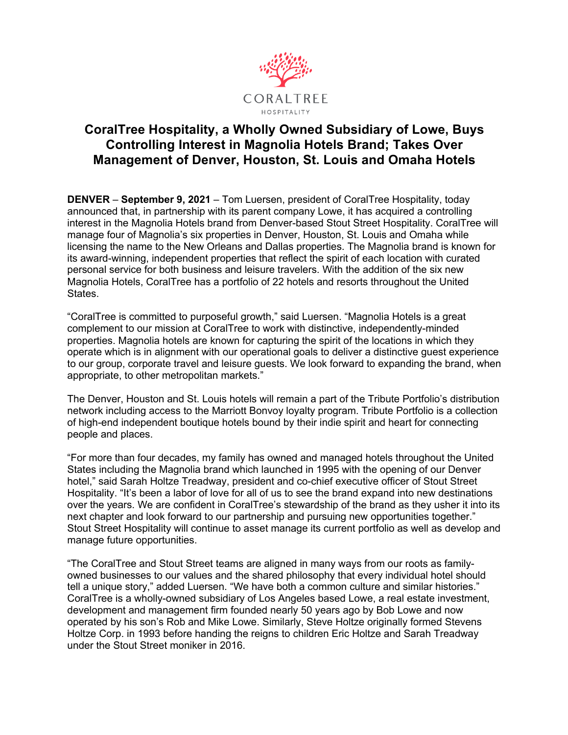CORALTREE

HOSPITALITY

# CoralTree Hospitality, a Wholly Owned Subsidiary of Lowe, Buys Controlling Interest in Magnolia Hotels Brand; Takes Over Management of Denver, Houston, St. Louis and Omaha Hotels

**DENVER** – **September 9, 2021** – Tom Luersen, president of CoralTree Hospitality, today announced that, in partnership with its parent company Lowe, it has acquired a controlling interest in the Magnolia Hotels brand from Denver-based Stout Street Hospitality. CoralTree will manage four of Magnolia's six properties in Denver, Houston, St. Louis and Omaha while licensing the name to the New Orleans and Dallas properties. The Magnolia brand is known for its award-winning, independent properties that reflect the spirit of each location with curated personal service for both business and leisure travelers. With the addition of the six new Magnolia Hotels, CoralTree has a portfolio of 22 hotels and resorts throughout the United States.

"CoralTree is committed to purposeful growth," said Luersen. "Magnolia Hotels is a great complement to our mission at CoralTree to work with distinctive, independently-minded properties. Magnolia hotels are known for capturing the spirit of the locations in which they operate which is in alignment with our operational goals to deliver a distinctive guest experience to our group, corporate travel and leisure guests. We look forward to expanding the brand, when appropriate, to other metropolitan markets."

The Denver, Houston and St. Louis hotels will remain a part of the Tribute Portfolio's distribution network including access to the Marriott Bonvoy loyalty program. Tribute Portfolio is a collection of high-end independent boutique hotels bound by their indie spirit and heart for connecting people and places.

"For more than four decades, my family has owned and managed hotels throughout the United States including the Magnolia brand which launched in 1995 with the opening of our Denver hotel," said Sarah Holtze Treadway, president and co-chief executive officer of Stout Street Hospitality. "It's been a labor of love for all of us to see the brand expand into new destinations over the years. We are confident in CoralTree's stewardship of the brand as they usher it into its next chapter and look forward to our partnership and pursuing new opportunities together." Stout Street Hospitality will continue to asset manage its current portfolio as well as develop and manage future opportunities.

"The CoralTree and Stout Street teams are aligned in many ways from our roots as family-owned businesses to our values and the shared philosophy that every individual hotel should tell a unique story," added Luersen. "We have both a common culture and similar histories." CoralTree is a wholly-owned subsidiary of Los Angeles based Lowe, a real estate investment, development and management firm founded nearly 50 years ago by Bob Lowe and now operated by his son's Rob and Mike Lowe. Similarly, Steve Holtze originally formed Stevens Holtze Corp. in 1993 before handing the reigns to children Eric Holtze and Sarah Treadway under the Stout Street moniker in 2016.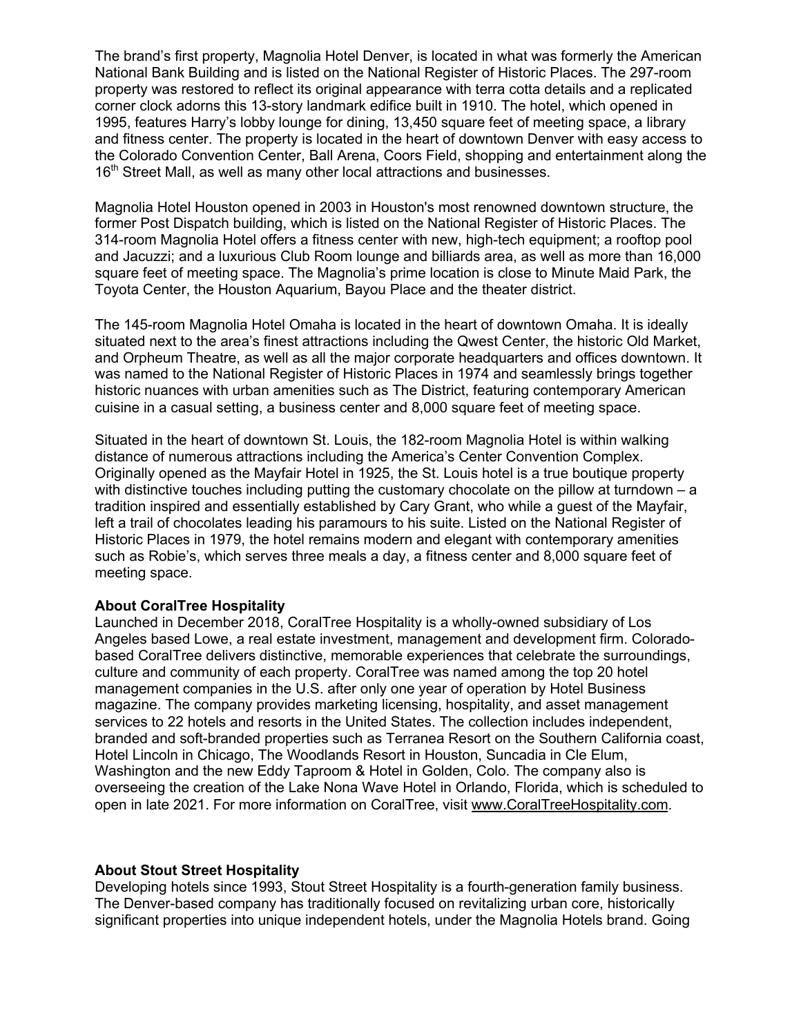The brand's first property, Magnolia Hotel Denver, is located in what was formerly the American National Bank Building and is listed on the National Register of Historic Places. The 297-room property was restored to reflect its original appearance with terra cotta details and a replicated corner clock adorns this 13-story landmark edifice built in 1910. The hotel, which opened in 1995, features Harry's lobby lounge for dining, 13,450 square feet of meeting space, a library and fitness center. The property is located in the heart of downtown Denver with easy access to the Colorado Convention Center, Ball Arena, Coors Field, shopping and entertainment along the 16th Street Mall, as well as many other local attractions and businesses.

Magnolia Hotel Houston opened in 2003 in Houston's most renowned downtown structure, the former Post Dispatch building, which is listed on the National Register of Historic Places. The 314-room Magnolia Hotel offers a fitness center with new, high-tech equipment; a rooftop pool and Jacuzzi; and a luxurious Club Room lounge and billiards area, as well as more than 16,000 square feet of meeting space. The Magnolia's prime location is close to Minute Maid Park, the Toyota Center, the Houston Aquarium, Bayou Place and the theater district.

The 145-room Magnolia Hotel Omaha is located in the heart of downtown Omaha. It is ideally situated next to the area's finest attractions including the Qwest Center, the historic Old Market, and Orpheum Theatre, as well as all the major corporate headquarters and offices downtown. It was named to the National Register of Historic Places in 1974 and seamlessly brings together historic nuances with urban amenities such as The District, featuring contemporary American cuisine in a casual setting, a business center and 8,000 square feet of meeting space.

Situated in the heart of downtown St. Louis, the 182-room Magnolia Hotel is within walking distance of numerous attractions including the America's Center Convention Complex. Originally opened as the Mayfair Hotel in 1925, the St. Louis hotel is a true boutique property with distinctive touches including putting the customary chocolate on the pillow at turndown – a tradition inspired and essentially established by Cary Grant, who while a guest of the Mayfair, left a trail of chocolates leading his paramours to his suite. Listed on the National Register of Historic Places in 1979, the hotel remains modern and elegant with contemporary amenities such as Robie's, which serves three meals a day, a fitness center and 8,000 square feet of meeting space.

**About CoralTree Hospitality**

Launched in December 2018, CoralTree Hospitality is a wholly-owned subsidiary of Los Angeles based Lowe, a real estate investment, management and development firm. Colorado-based CoralTree delivers distinctive, memorable experiences that celebrate the surroundings, culture and community of each property. CoralTree was named among the top 20 hotel management companies in the U.S. after only one year of operation by Hotel Business magazine. The company provides marketing licensing, hospitality, and asset management services to 22 hotels and resorts in the United States. The collection includes independent, branded and soft-branded properties such as Terranea Resort on the Southern California coast, Hotel Lincoln in Chicago, The Woodlands Resort in Houston, Suncadia in Cle Elum, Washington and the new Eddy Taproom & Hotel in Golden, Colo. The company also is overseeing the creation of the Lake Nona Wave Hotel in Orlando, Florida, which is scheduled to open in late 2021. For more information on CoralTree, visit www.CoralTreeHospitality.com.

**About Stout Street Hospitality**

Developing hotels since 1993, Stout Street Hospitality is a fourth-generation family business. The Denver-based company has traditionally focused on revitalizing urban core, historically significant properties into unique independent hotels, under the Magnolia Hotels brand. Going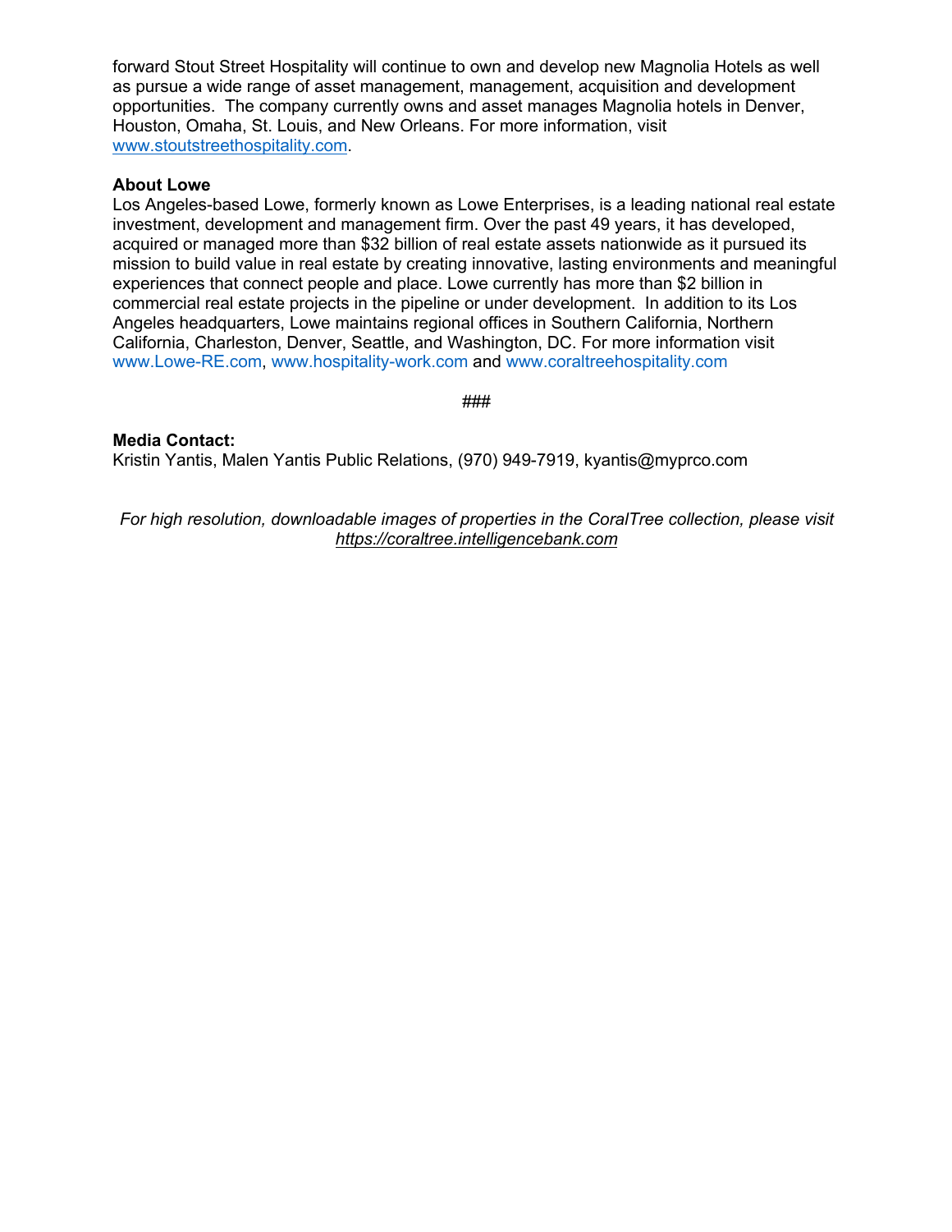forward Stout Street Hospitality will continue to own and develop new Magnolia Hotels as well as pursue a wide range of asset management, management, acquisition and development opportunities. The company currently owns and asset manages Magnolia hotels in Denver, Houston, Omaha, St. Louis, and New Orleans. For more information, visit www.stoutstreethospitality.com.

**About Lowe**

Los Angeles-based Lowe, formerly known as Lowe Enterprises, is a leading national real estate investment, development and management firm. Over the past 49 years, it has developed, acquired or managed more than $32 billion of real estate assets nationwide as it pursued its mission to build value in real estate by creating innovative, lasting environments and meaningful experiences that connect people and place. Lowe currently has more than $2 billion in commercial real estate projects in the pipeline or under development. In addition to its Los Angeles headquarters, Lowe maintains regional offices in Southern California, Northern California, Charleston, Denver, Seattle, and Washington, DC. For more information visit www.Lowe-RE.com, www.hospitality-work.com and www.coraltreehospitality.com

###

**Media Contact:**

Kristin Yantis, Malen Yantis Public Relations, (970) 949-7919, kyantis@myprco.com

*For high resolution, downloadable images of properties in the CoralTree collection, please visit https://coraltree.intelligencebank.com*